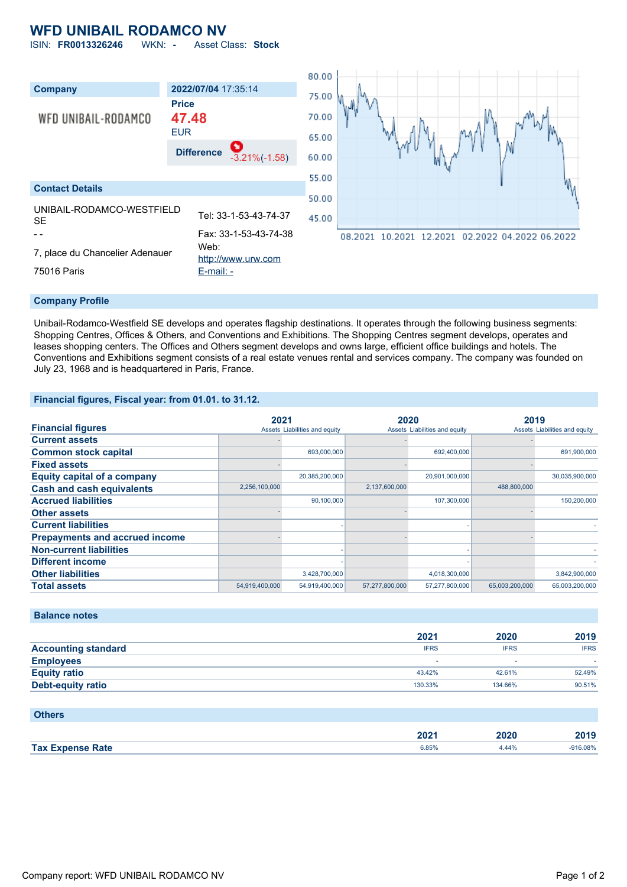# WFD UNIBAIL RODAMCO NV

ISIN: **FR0013326246** WKN: **-** Asset Class: **Stock**

| Company | 2022/07/04 17:35:14 |
|---|---|
| WFD UNIBAIL-RODAMCO | **Price** **47.48** EUR |
| | **Difference** -3.21%(-1.58) |

## Contact Details

UNIBAIL-RODAMCO-WESTFIELD SE

\- -

7, place du Chancelier Adenauer

75016 Paris

Tel: 33-1-53-43-74-37

Fax: 33-1-53-43-74-38

Web: http://www.urw.com

E-mail: -

## Company Profile

Unibail-Rodamco-Westfield SE develops and operates flagship destinations. It operates through the following business segments: Shopping Centres, Offices & Others, and Conventions and Exhibitions. The Shopping Centres segment develops, operates and leases shopping centers. The Offices and Others segment develops and owns large, efficient office buildings and hotels. The Conventions and Exhibitions segment consists of a real estate venues rental and services company. The company was founded on July 23, 1968 and is headquartered in Paris, France.

## Financial figures, Fiscal year: from 01.01. to 31.12.

| Financial figures | 2021 | | 2020 | | 2019 | |
|---|---|---|---|---|---|---|
| | Assets | Liabilities and equity | Assets | Liabilities and equity | Assets | Liabilities and equity |
| **Current assets** | - | | - | | - | |
| **Common stock capital** | | 693,000,000 | | 692,400,000 | | 691,900,000 |
| **Fixed assets** | - | | - | | - | |
| **Equity capital of a company** | | 20,385,200,000 | | 20,901,000,000 | | 30,035,900,000 |
| **Cash and cash equivalents** | 2,256,100,000 | | 2,137,600,000 | | 488,800,000 | |
| **Accrued liabilities** | | 90,100,000 | | 107,300,000 | | 150,200,000 |
| **Other assets** | - | | - | | - | |
| **Current liabilities** | | - | | - | | - |
| **Prepayments and accrued income** | - | | - | | - | |
| **Non-current liabilities** | | - | | - | | - |
| **Different income** | | - | | - | | - |
| **Other liabilities** | | 3,428,700,000 | | 4,018,300,000 | | 3,842,900,000 |
| **Total assets** | 54,919,400,000 | 54,919,400,000 | 57,277,800,000 | 57,277,800,000 | 65,003,200,000 | 65,003,200,000 |

## Balance notes

| | 2021 | 2020 | 2019 |
|---|---|---|---|
| **Accounting standard** | IFRS | IFRS | IFRS |
| **Employees** | - | - | - |
| **Equity ratio** | 43.42% | 42.61% | 52.49% |
| **Debt-equity ratio** | 130.33% | 134.66% | 90.51% |

## Others

| | 2021 | 2020 | 2019 |
|---|---|---|---|
| **Tax Expense Rate** | 6.85% | 4.44% | -916.08% |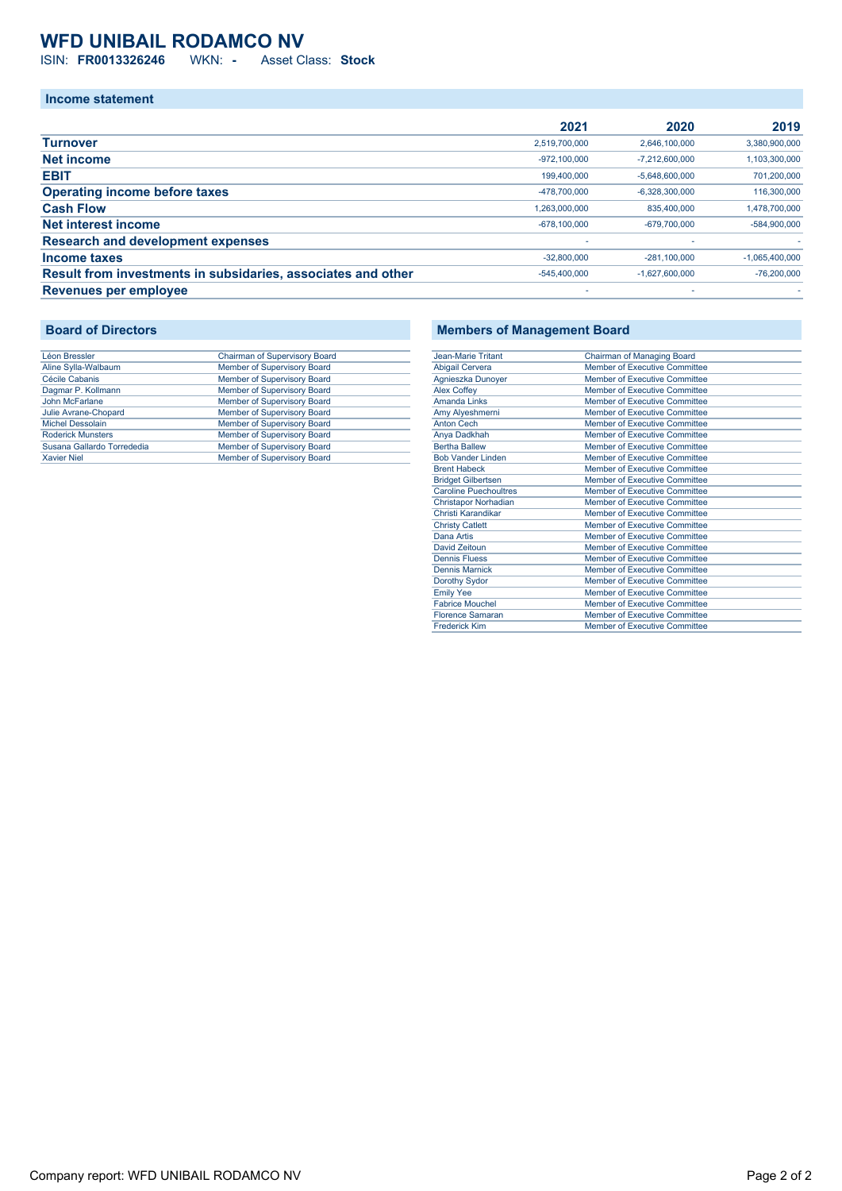# WFD UNIBAIL RODAMCO NV

ISIN: **FR0013326246** WKN: **-** Asset Class: **Stock**

## Income statement

| | 2021 | 2020 | 2019 |
|---|---|---|---|
| **Turnover** | 2,519,700,000 | 2,646,100,000 | 3,380,900,000 |
| **Net income** | -972,100,000 | -7,212,600,000 | 1,103,300,000 |
| **EBIT** | 199,400,000 | -5,648,600,000 | 701,200,000 |
| **Operating income before taxes** | -478,700,000 | -6,328,300,000 | 116,300,000 |
| **Cash Flow** | 1,263,000,000 | 835,400,000 | 1,478,700,000 |
| **Net interest income** | -678,100,000 | -679,700,000 | -584,900,000 |
| **Research and development expenses** | - | - | - |
| **Income taxes** | -32,800,000 | -281,100,000 | -1,065,400,000 |
| **Result from investments in subsidaries, associates and other** | -545,400,000 | -1,627,600,000 | -76,200,000 |
| **Revenues per employee** | - | - | - |

## Board of Directors

| | |
|---|---|
| Léon Bressler | Chairman of Supervisory Board |
| Aline Sylla-Walbaum | Member of Supervisory Board |
| Cécile Cabanis | Member of Supervisory Board |
| Dagmar P. Kollmann | Member of Supervisory Board |
| John McFarlane | Member of Supervisory Board |
| Julie Avrane-Chopard | Member of Supervisory Board |
| Michel Dessolain | Member of Supervisory Board |
| Roderick Munsters | Member of Supervisory Board |
| Susana Gallardo Torrededia | Member of Supervisory Board |
| Xavier Niel | Member of Supervisory Board |

## Members of Management Board

| | |
|---|---|
| Jean-Marie Tritant | Chairman of Managing Board |
| Abigail Cervera | Member of Executive Committee |
| Agnieszka Dunoyer | Member of Executive Committee |
| Alex Coffey | Member of Executive Committee |
| Amanda Links | Member of Executive Committee |
| Amy Alyeshmerni | Member of Executive Committee |
| Anton Cech | Member of Executive Committee |
| Anya Dadkhah | Member of Executive Committee |
| Bertha Ballew | Member of Executive Committee |
| Bob Vander Linden | Member of Executive Committee |
| Brent Habeck | Member of Executive Committee |
| Bridget Gilbertsen | Member of Executive Committee |
| Caroline Puechoultres | Member of Executive Committee |
| Christapor Norhadian | Member of Executive Committee |
| Christi Karandikar | Member of Executive Committee |
| Christy Catlett | Member of Executive Committee |
| Dana Artis | Member of Executive Committee |
| David Zeitoun | Member of Executive Committee |
| Dennis Fluess | Member of Executive Committee |
| Dennis Marnick | Member of Executive Committee |
| Dorothy Sydor | Member of Executive Committee |
| Emily Yee | Member of Executive Committee |
| Fabrice Mouchel | Member of Executive Committee |
| Florence Samaran | Member of Executive Committee |
| Frederick Kim | Member of Executive Committee |